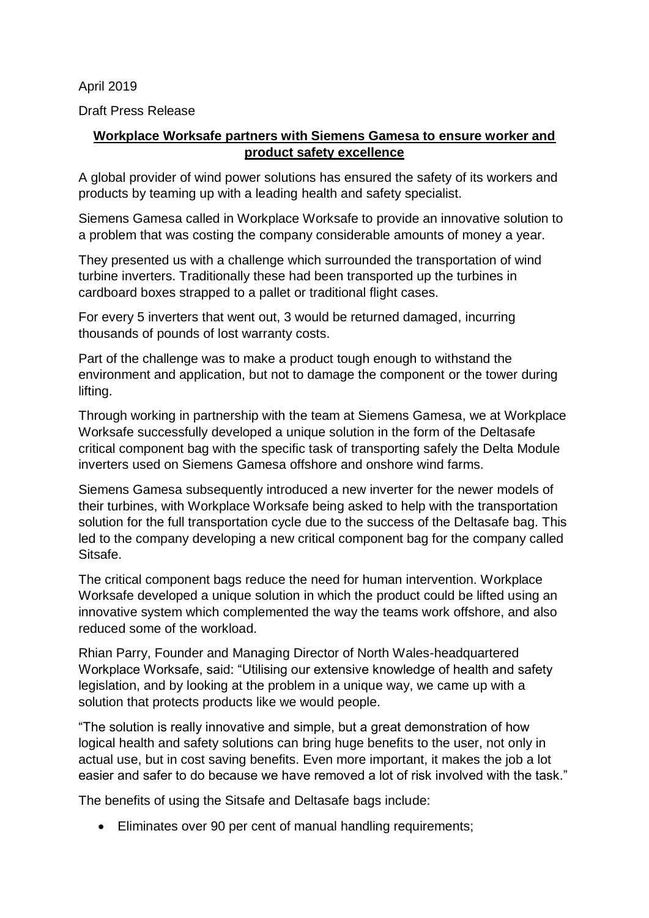April 2019

Draft Press Release

**Workplace Worksafe partners with Siemens Gamesa to ensure worker and product safety excellence**

A global provider of wind power solutions has ensured the safety of its workers and products by teaming up with a leading health and safety specialist.

Siemens Gamesa called in Workplace Worksafe to provide an innovative solution to a problem that was costing the company considerable amounts of money a year.

They presented us with a challenge which surrounded the transportation of wind turbine inverters. Traditionally these had been transported up the turbines in cardboard boxes strapped to a pallet or traditional flight cases.

For every 5 inverters that went out, 3 would be returned damaged, incurring thousands of pounds of lost warranty costs.

Part of the challenge was to make a product tough enough to withstand the environment and application, but not to damage the component or the tower during lifting.

Through working in partnership with the team at Siemens Gamesa, we at Workplace Worksafe successfully developed a unique solution in the form of the Deltasafe critical component bag with the specific task of transporting safely the Delta Module inverters used on Siemens Gamesa offshore and onshore wind farms.

Siemens Gamesa subsequently introduced a new inverter for the newer models of their turbines, with Workplace Worksafe being asked to help with the transportation solution for the full transportation cycle due to the success of the Deltasafe bag. This led to the company developing a new critical component bag for the company called Sitsafe.

The critical component bags reduce the need for human intervention. Workplace Worksafe developed a unique solution in which the product could be lifted using an innovative system which complemented the way the teams work offshore, and also reduced some of the workload.

Rhian Parry, Founder and Managing Director of North Wales-headquartered Workplace Worksafe, said: "Utilising our extensive knowledge of health and safety legislation, and by looking at the problem in a unique way, we came up with a solution that protects products like we would people.

"The solution is really innovative and simple, but a great demonstration of how logical health and safety solutions can bring huge benefits to the user, not only in actual use, but in cost saving benefits. Even more important, it makes the job a lot easier and safer to do because we have removed a lot of risk involved with the task."

The benefits of using the Sitsafe and Deltasafe bags include:

- Eliminates over 90 per cent of manual handling requirements;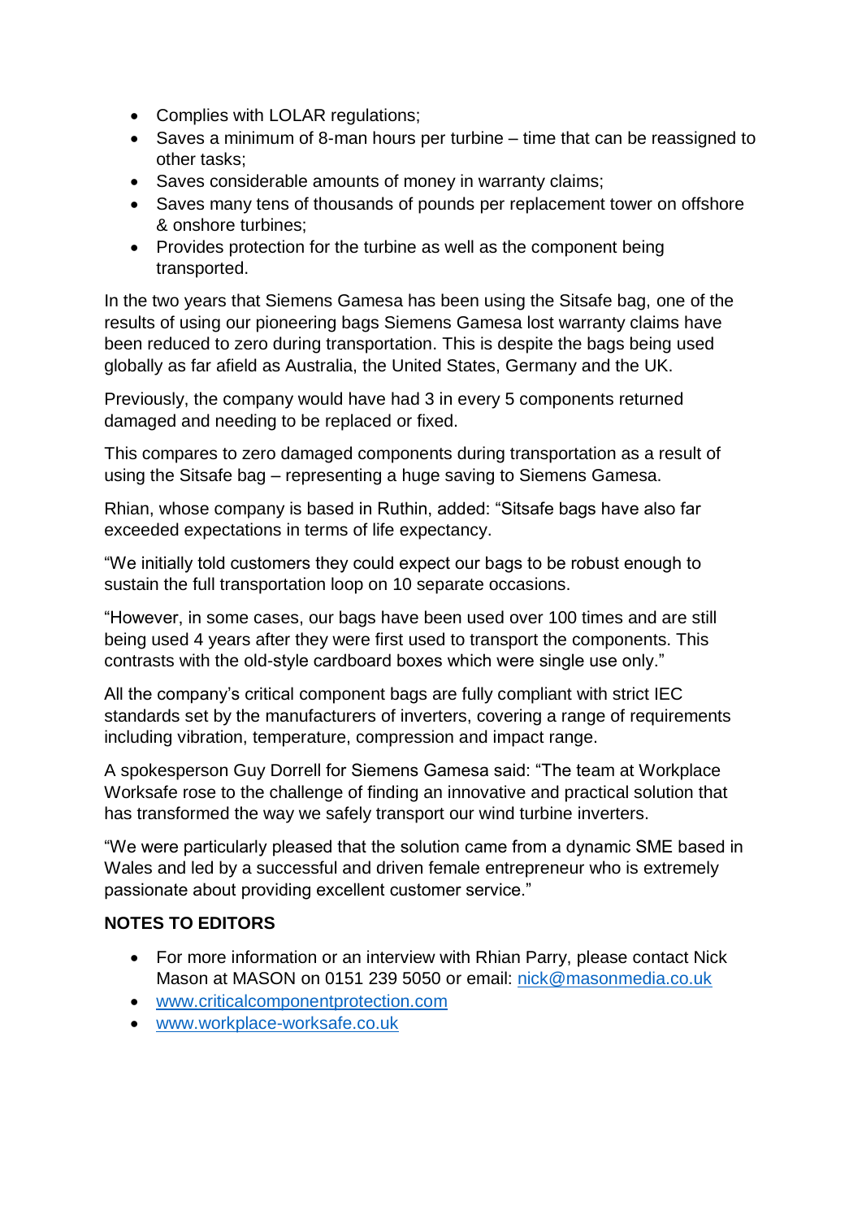- Complies with LOLAR regulations;
- Saves a minimum of 8-man hours per turbine – time that can be reassigned to other tasks;
- Saves considerable amounts of money in warranty claims;
- Saves many tens of thousands of pounds per replacement tower on offshore & onshore turbines;
- Provides protection for the turbine as well as the component being transported.

In the two years that Siemens Gamesa has been using the Sitsafe bag, one of the results of using our pioneering bags Siemens Gamesa lost warranty claims have been reduced to zero during transportation. This is despite the bags being used globally as far afield as Australia, the United States, Germany and the UK.

Previously, the company would have had 3 in every 5 components returned damaged and needing to be replaced or fixed.

This compares to zero damaged components during transportation as a result of using the Sitsafe bag – representing a huge saving to Siemens Gamesa.

Rhian, whose company is based in Ruthin, added: "Sitsafe bags have also far exceeded expectations in terms of life expectancy.

"We initially told customers they could expect our bags to be robust enough to sustain the full transportation loop on 10 separate occasions.

"However, in some cases, our bags have been used over 100 times and are still being used 4 years after they were first used to transport the components. This contrasts with the old-style cardboard boxes which were single use only."

All the company's critical component bags are fully compliant with strict IEC standards set by the manufacturers of inverters, covering a range of requirements including vibration, temperature, compression and impact range.

A spokesperson Guy Dorrell for Siemens Gamesa said: "The team at Workplace Worksafe rose to the challenge of finding an innovative and practical solution that has transformed the way we safely transport our wind turbine inverters.

"We were particularly pleased that the solution came from a dynamic SME based in Wales and led by a successful and driven female entrepreneur who is extremely passionate about providing excellent customer service."

**NOTES TO EDITORS**

- For more information or an interview with Rhian Parry, please contact Nick Mason at MASON on 0151 239 5050 or email: nick@masonmedia.co.uk
- www.criticalcomponentprotection.com
- www.workplace-worksafe.co.uk